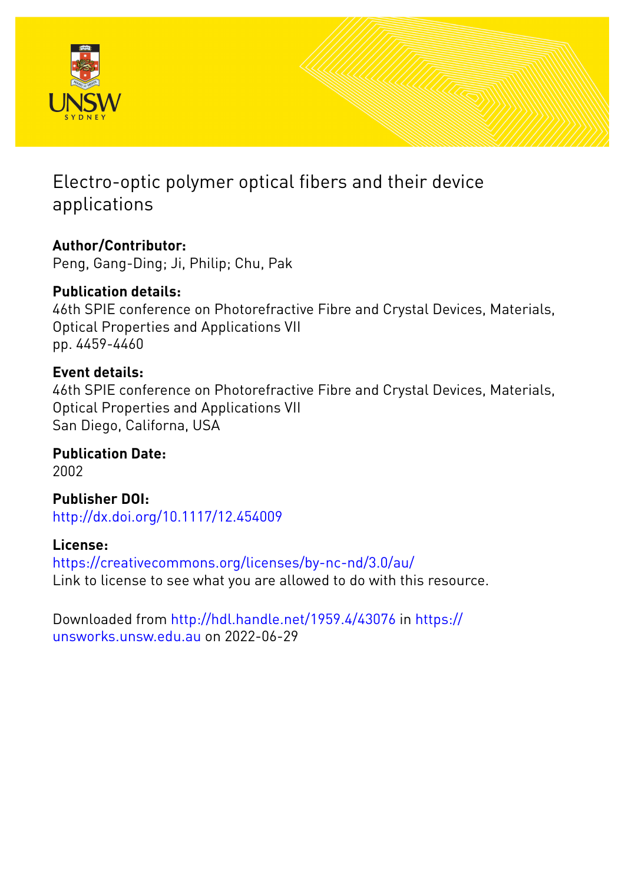# Electro-optic polymer optical fibers and their device applications

**Author/Contributor:**
Peng, Gang-Ding; Ji, Philip; Chu, Pak

**Publication details:**
46th SPIE conference on Photorefractive Fibre and Crystal Devices, Materials, Optical Properties and Applications VII
pp. 4459-4460

**Event details:**
46th SPIE conference on Photorefractive Fibre and Crystal Devices, Materials, Optical Properties and Applications VII
San Diego, Californa, USA

**Publication Date:**
2002

**Publisher DOI:**
http://dx.doi.org/10.1117/12.454009

**License:**
https://creativecommons.org/licenses/by-nc-nd/3.0/au/
Link to license to see what you are allowed to do with this resource.

Downloaded from http://hdl.handle.net/1959.4/43076 in https://unsworks.unsw.edu.au on 2022-06-29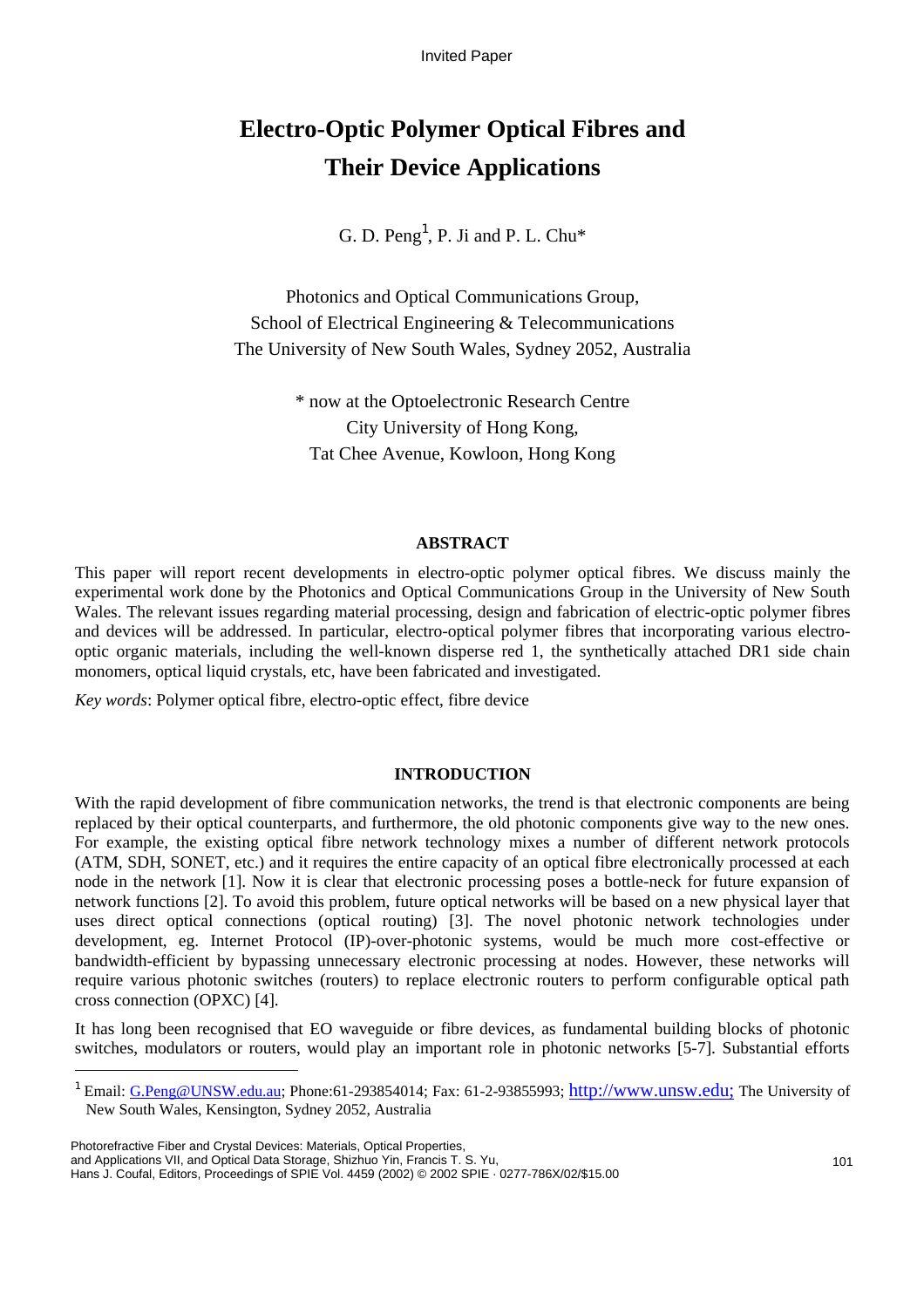Invited Paper

# Electro-Optic Polymer Optical Fibres and Their Device Applications

G. D. Peng[1], P. Ji and P. L. Chu*

Photonics and Optical Communications Group,
School of Electrical Engineering & Telecommunications
The University of New South Wales, Sydney 2052, Australia

\* now at the Optoelectronic Research Centre
City University of Hong Kong,
Tat Chee Avenue, Kowloon, Hong Kong

## ABSTRACT

This paper will report recent developments in electro-optic polymer optical fibres. We discuss mainly the experimental work done by the Photonics and Optical Communications Group in the University of New South Wales. The relevant issues regarding material processing, design and fabrication of electric-optic polymer fibres and devices will be addressed. In particular, electro-optical polymer fibres that incorporating various electro-optic organic materials, including the well-known disperse red 1, the synthetically attached DR1 side chain monomers, optical liquid crystals, etc, have been fabricated and investigated.

*Key words*: Polymer optical fibre, electro-optic effect, fibre device

## INTRODUCTION

With the rapid development of fibre communication networks, the trend is that electronic components are being replaced by their optical counterparts, and furthermore, the old photonic components give way to the new ones. For example, the existing optical fibre network technology mixes a number of different network protocols (ATM, SDH, SONET, etc.) and it requires the entire capacity of an optical fibre electronically processed at each node in the network [1]. Now it is clear that electronic processing poses a bottle-neck for future expansion of network functions [2]. To avoid this problem, future optical networks will be based on a new physical layer that uses direct optical connections (optical routing) [3]. The novel photonic network technologies under development, eg. Internet Protocol (IP)-over-photonic systems, would be much more cost-effective or bandwidth-efficient by bypassing unnecessary electronic processing at nodes. However, these networks will require various photonic switches (routers) to replace electronic routers to perform configurable optical path cross connection (OPXC) [4].

It has long been recognised that EO waveguide or fibre devices, as fundamental building blocks of photonic switches, modulators or routers, would play an important role in photonic networks [5-7]. Substantial efforts

[1] Email: G.Peng@UNSW.edu.au; Phone:61-293854014; Fax: 61-2-93855993; http://www.unsw.edu; The University of New South Wales, Kensington, Sydney 2052, Australia

Photorefractive Fiber and Crystal Devices: Materials, Optical Properties, and Applications VII, and Optical Data Storage, Shizhuo Yin, Francis T. S. Yu, Hans J. Coufal, Editors, Proceedings of SPIE Vol. 4459 (2002) © 2002 SPIE · 0277-786X/02/$15.00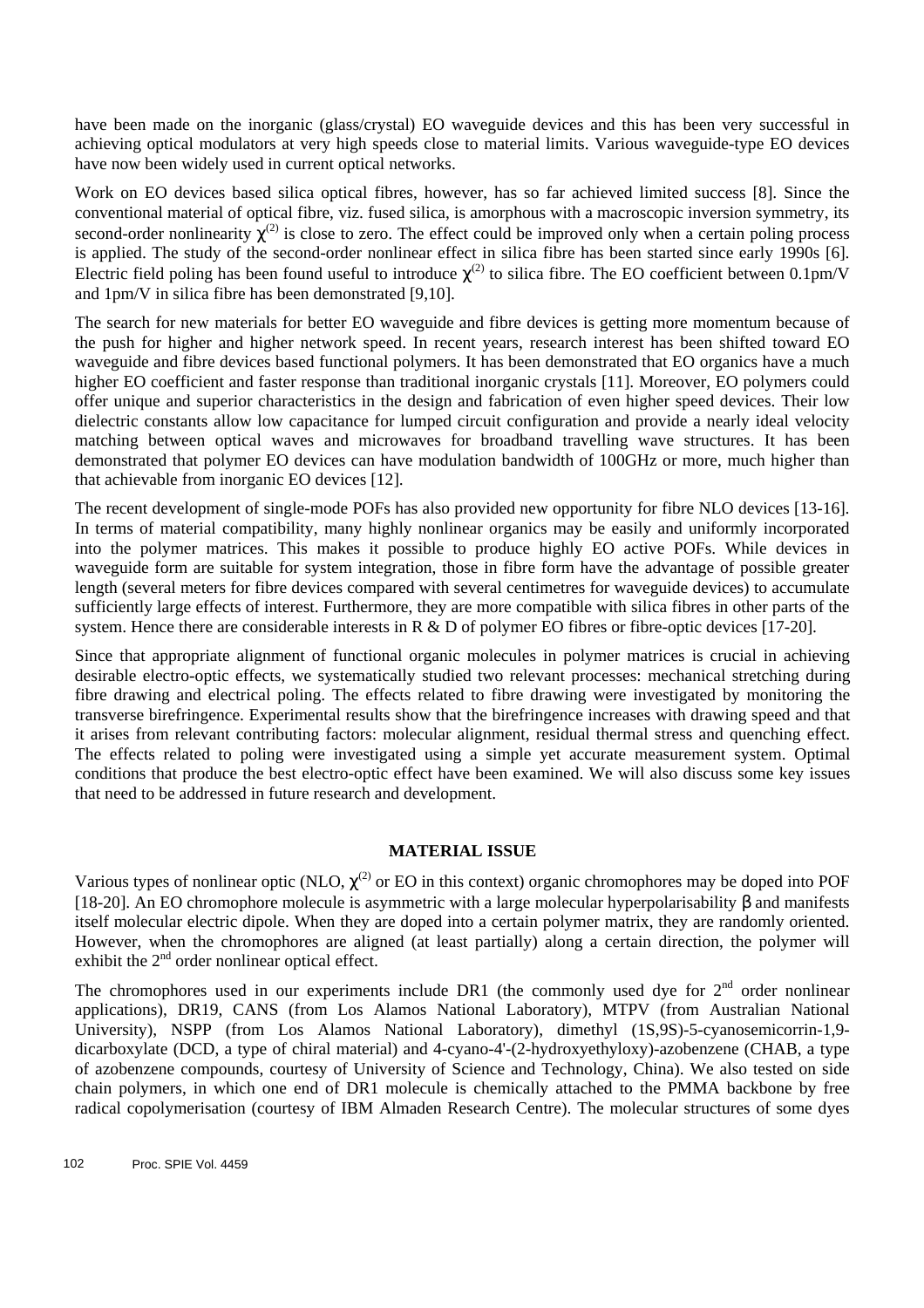have been made on the inorganic (glass/crystal) EO waveguide devices and this has been very successful in achieving optical modulators at very high speeds close to material limits. Various waveguide-type EO devices have now been widely used in current optical networks.

Work on EO devices based silica optical fibres, however, has so far achieved limited success [8]. Since the conventional material of optical fibre, viz. fused silica, is amorphous with a macroscopic inversion symmetry, its second-order nonlinearity $\chi^{(2)}$ is close to zero. The effect could be improved only when a certain poling process is applied. The study of the second-order nonlinear effect in silica fibre has been started since early 1990s [6]. Electric field poling has been found useful to introduce $\chi^{(2)}$ to silica fibre. The EO coefficient between 0.1pm/V and 1pm/V in silica fibre has been demonstrated [9,10].

The search for new materials for better EO waveguide and fibre devices is getting more momentum because of the push for higher and higher network speed. In recent years, research interest has been shifted toward EO waveguide and fibre devices based functional polymers. It has been demonstrated that EO organics have a much higher EO coefficient and faster response than traditional inorganic crystals [11]. Moreover, EO polymers could offer unique and superior characteristics in the design and fabrication of even higher speed devices. Their low dielectric constants allow low capacitance for lumped circuit configuration and provide a nearly ideal velocity matching between optical waves and microwaves for broadband travelling wave structures. It has been demonstrated that polymer EO devices can have modulation bandwidth of 100GHz or more, much higher than that achievable from inorganic EO devices [12].

The recent development of single-mode POFs has also provided new opportunity for fibre NLO devices [13-16]. In terms of material compatibility, many highly nonlinear organics may be easily and uniformly incorporated into the polymer matrices. This makes it possible to produce highly EO active POFs. While devices in waveguide form are suitable for system integration, those in fibre form have the advantage of possible greater length (several meters for fibre devices compared with several centimetres for waveguide devices) to accumulate sufficiently large effects of interest. Furthermore, they are more compatible with silica fibres in other parts of the system. Hence there are considerable interests in R & D of polymer EO fibres or fibre-optic devices [17-20].

Since that appropriate alignment of functional organic molecules in polymer matrices is crucial in achieving desirable electro-optic effects, we systematically studied two relevant processes: mechanical stretching during fibre drawing and electrical poling. The effects related to fibre drawing were investigated by monitoring the transverse birefringence. Experimental results show that the birefringence increases with drawing speed and that it arises from relevant contributing factors: molecular alignment, residual thermal stress and quenching effect. The effects related to poling were investigated using a simple yet accurate measurement system. Optimal conditions that produce the best electro-optic effect have been examined. We will also discuss some key issues that need to be addressed in future research and development.

## MATERIAL ISSUE

Various types of nonlinear optic (NLO, $\chi^{(2)}$ or EO in this context) organic chromophores may be doped into POF [18-20]. An EO chromophore molecule is asymmetric with a large molecular hyperpolarisability $\beta$ and manifests itself molecular electric dipole. When they are doped into a certain polymer matrix, they are randomly oriented. However, when the chromophores are aligned (at least partially) along a certain direction, the polymer will exhibit the 2[nd] order nonlinear optical effect.

The chromophores used in our experiments include DR1 (the commonly used dye for 2[nd] order nonlinear applications), DR19, CANS (from Los Alamos National Laboratory), MTPV (from Australian National University), NSPP (from Los Alamos National Laboratory), dimethyl (1S,9S)-5-cyanosemicorrin-1,9-dicarboxylate (DCD, a type of chiral material) and 4-cyano-4'-(2-hydroxyethyloxy)-azobenzene (CHAB, a type of azobenzene compounds, courtesy of University of Science and Technology, China). We also tested on side chain polymers, in which one end of DR1 molecule is chemically attached to the PMMA backbone by free radical copolymerisation (courtesy of IBM Almaden Research Centre). The molecular structures of some dyes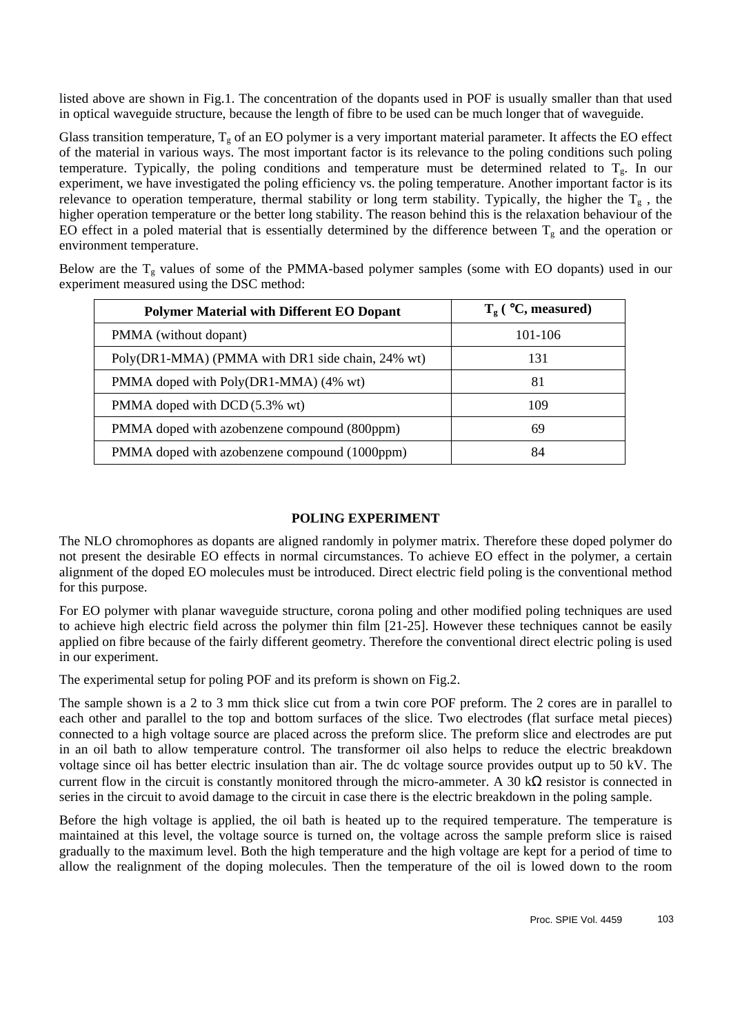listed above are shown in Fig.1. The concentration of the dopants used in POF is usually smaller than that used in optical waveguide structure, because the length of fibre to be used can be much longer that of waveguide.

Glass transition temperature, $T_g$ of an EO polymer is a very important material parameter. It affects the EO effect of the material in various ways. The most important factor is its relevance to the poling conditions such poling temperature. Typically, the poling conditions and temperature must be determined related to $T_g$. In our experiment, we have investigated the poling efficiency vs. the poling temperature. Another important factor is its relevance to operation temperature, thermal stability or long term stability. Typically, the higher the $T_g$ , the higher operation temperature or the better long stability. The reason behind this is the relaxation behaviour of the EO effect in a poled material that is essentially determined by the difference between $T_g$ and the operation or environment temperature.

Below are the $T_g$ values of some of the PMMA-based polymer samples (some with EO dopants) used in our experiment measured using the DSC method:

| Polymer Material with Different EO Dopant | $T_g$ ( °C, measured) |
|---|---|
| PMMA (without dopant) | 101-106 |
| Poly(DR1-MMA) (PMMA with DR1 side chain, 24% wt) | 131 |
| PMMA doped with Poly(DR1-MMA) (4% wt) | 81 |
| PMMA doped with DCD (5.3% wt) | 109 |
| PMMA doped with azobenzene compound (800ppm) | 69 |
| PMMA doped with azobenzene compound (1000ppm) | 84 |

## POLING EXPERIMENT

The NLO chromophores as dopants are aligned randomly in polymer matrix. Therefore these doped polymer do not present the desirable EO effects in normal circumstances. To achieve EO effect in the polymer, a certain alignment of the doped EO molecules must be introduced. Direct electric field poling is the conventional method for this purpose.

For EO polymer with planar waveguide structure, corona poling and other modified poling techniques are used to achieve high electric field across the polymer thin film [21-25]. However these techniques cannot be easily applied on fibre because of the fairly different geometry. Therefore the conventional direct electric poling is used in our experiment.

The experimental setup for poling POF and its preform is shown on Fig.2.

The sample shown is a 2 to 3 mm thick slice cut from a twin core POF preform. The 2 cores are in parallel to each other and parallel to the top and bottom surfaces of the slice. Two electrodes (flat surface metal pieces) connected to a high voltage source are placed across the preform slice. The preform slice and electrodes are put in an oil bath to allow temperature control. The transformer oil also helps to reduce the electric breakdown voltage since oil has better electric insulation than air. The dc voltage source provides output up to 50 kV. The current flow in the circuit is constantly monitored through the micro-ammeter. A 30 kΩ resistor is connected in series in the circuit to avoid damage to the circuit in case there is the electric breakdown in the poling sample.

Before the high voltage is applied, the oil bath is heated up to the required temperature. The temperature is maintained at this level, the voltage source is turned on, the voltage across the sample preform slice is raised gradually to the maximum level. Both the high temperature and the high voltage are kept for a period of time to allow the realignment of the doping molecules. Then the temperature of the oil is lowed down to the room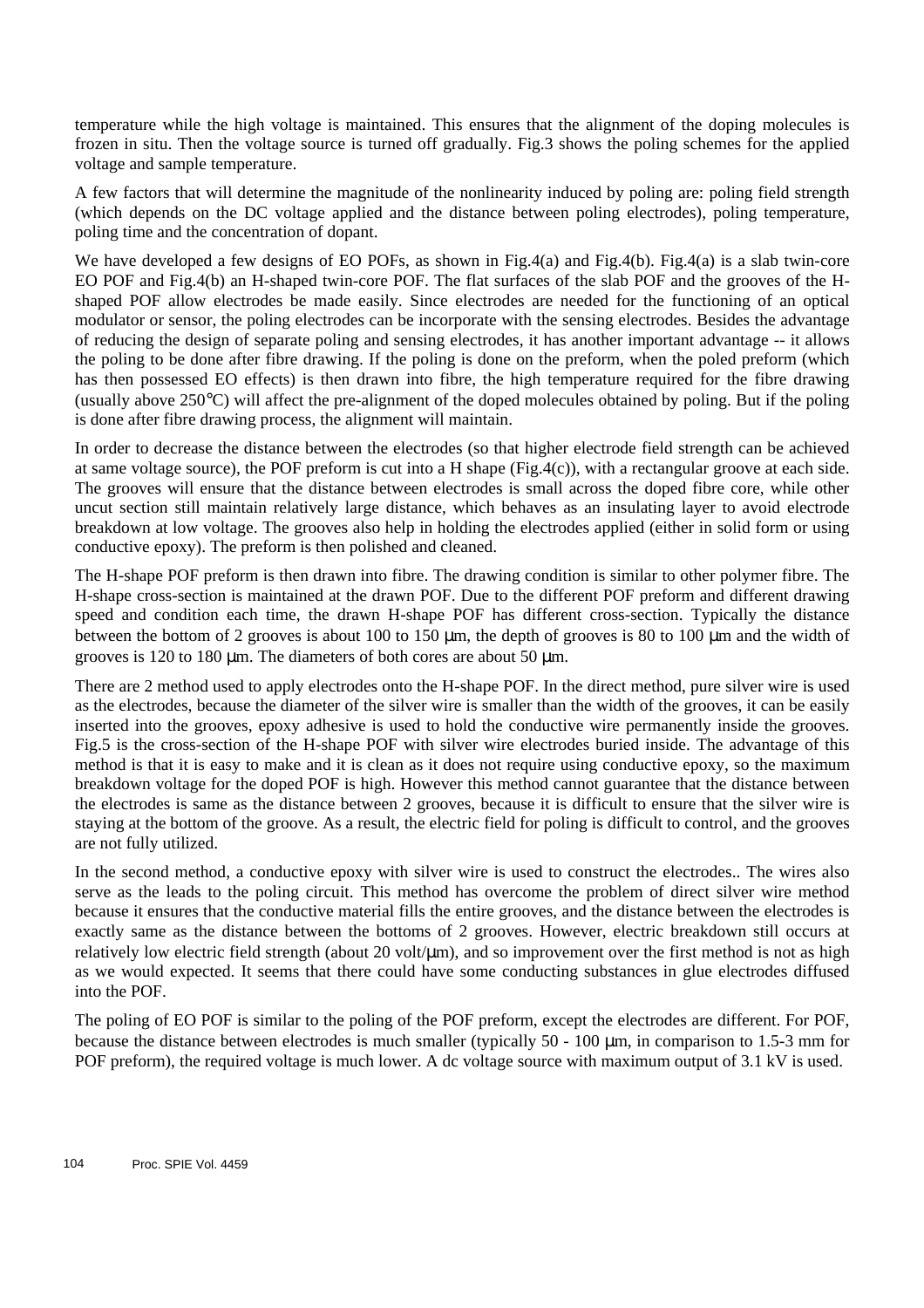temperature while the high voltage is maintained. This ensures that the alignment of the doping molecules is frozen in situ. Then the voltage source is turned off gradually. Fig.3 shows the poling schemes for the applied voltage and sample temperature.

A few factors that will determine the magnitude of the nonlinearity induced by poling are: poling field strength (which depends on the DC voltage applied and the distance between poling electrodes), poling temperature, poling time and the concentration of dopant.

We have developed a few designs of EO POFs, as shown in Fig.4(a) and Fig.4(b). Fig.4(a) is a slab twin-core EO POF and Fig.4(b) an H-shaped twin-core POF. The flat surfaces of the slab POF and the grooves of the H-shaped POF allow electrodes be made easily. Since electrodes are needed for the functioning of an optical modulator or sensor, the poling electrodes can be incorporate with the sensing electrodes. Besides the advantage of reducing the design of separate poling and sensing electrodes, it has another important advantage -- it allows the poling to be done after fibre drawing. If the poling is done on the preform, when the poled preform (which has then possessed EO effects) is then drawn into fibre, the high temperature required for the fibre drawing (usually above 250°C) will affect the pre-alignment of the doped molecules obtained by poling. But if the poling is done after fibre drawing process, the alignment will maintain.

In order to decrease the distance between the electrodes (so that higher electrode field strength can be achieved at same voltage source), the POF preform is cut into a H shape (Fig.4(c)), with a rectangular groove at each side. The grooves will ensure that the distance between electrodes is small across the doped fibre core, while other uncut section still maintain relatively large distance, which behaves as an insulating layer to avoid electrode breakdown at low voltage. The grooves also help in holding the electrodes applied (either in solid form or using conductive epoxy). The preform is then polished and cleaned.

The H-shape POF preform is then drawn into fibre. The drawing condition is similar to other polymer fibre. The H-shape cross-section is maintained at the drawn POF. Due to the different POF preform and different drawing speed and condition each time, the drawn H-shape POF has different cross-section. Typically the distance between the bottom of 2 grooves is about 100 to 150 µm, the depth of grooves is 80 to 100 µm and the width of grooves is 120 to 180 µm. The diameters of both cores are about 50 µm.

There are 2 method used to apply electrodes onto the H-shape POF. In the direct method, pure silver wire is used as the electrodes, because the diameter of the silver wire is smaller than the width of the grooves, it can be easily inserted into the grooves, epoxy adhesive is used to hold the conductive wire permanently inside the grooves. Fig.5 is the cross-section of the H-shape POF with silver wire electrodes buried inside. The advantage of this method is that it is easy to make and it is clean as it does not require using conductive epoxy, so the maximum breakdown voltage for the doped POF is high. However this method cannot guarantee that the distance between the electrodes is same as the distance between 2 grooves, because it is difficult to ensure that the silver wire is staying at the bottom of the groove. As a result, the electric field for poling is difficult to control, and the grooves are not fully utilized.

In the second method, a conductive epoxy with silver wire is used to construct the electrodes.. The wires also serve as the leads to the poling circuit. This method has overcome the problem of direct silver wire method because it ensures that the conductive material fills the entire grooves, and the distance between the electrodes is exactly same as the distance between the bottoms of 2 grooves. However, electric breakdown still occurs at relatively low electric field strength (about 20 volt/µm), and so improvement over the first method is not as high as we would expected. It seems that there could have some conducting substances in glue electrodes diffused into the POF.

The poling of EO POF is similar to the poling of the POF preform, except the electrodes are different. For POF, because the distance between electrodes is much smaller (typically 50 - 100 µm, in comparison to 1.5-3 mm for POF preform), the required voltage is much lower. A dc voltage source with maximum output of 3.1 kV is used.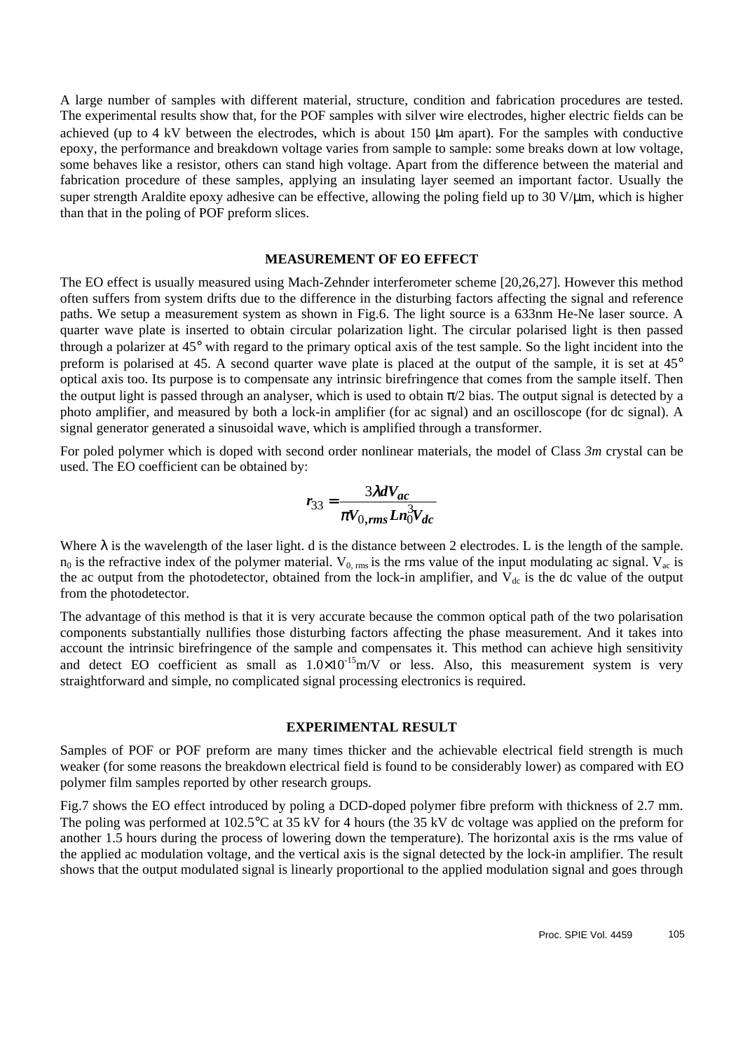A large number of samples with different material, structure, condition and fabrication procedures are tested. The experimental results show that, for the POF samples with silver wire electrodes, higher electric fields can be achieved (up to 4 kV between the electrodes, which is about 150 μm apart). For the samples with conductive epoxy, the performance and breakdown voltage varies from sample to sample: some breaks down at low voltage, some behaves like a resistor, others can stand high voltage. Apart from the difference between the material and fabrication procedure of these samples, applying an insulating layer seemed an important factor. Usually the super strength Araldite epoxy adhesive can be effective, allowing the poling field up to 30 V/μm, which is higher than that in the poling of POF preform slices.

## MEASUREMENT OF EO EFFECT

The EO effect is usually measured using Mach-Zehnder interferometer scheme [20,26,27]. However this method often suffers from system drifts due to the difference in the disturbing factors affecting the signal and reference paths. We setup a measurement system as shown in Fig.6. The light source is a 633nm He-Ne laser source. A quarter wave plate is inserted to obtain circular polarization light. The circular polarised light is then passed through a polarizer at 45° with regard to the primary optical axis of the test sample. So the light incident into the preform is polarised at 45. A second quarter wave plate is placed at the output of the sample, it is set at 45° optical axis too. Its purpose is to compensate any intrinsic birefringence that comes from the sample itself. Then the output light is passed through an analyser, which is used to obtain π/2 bias. The output signal is detected by a photo amplifier, and measured by both a lock-in amplifier (for ac signal) and an oscilloscope (for dc signal). A signal generator generated a sinusoidal wave, which is amplified through a transformer.

For poled polymer which is doped with second order nonlinear materials, the model of Class *3m* crystal can be used. The EO coefficient can be obtained by:

$$r_{33} = \frac{3\lambda d V_{ac}}{\pi V_{0,rms} L n_0^3 V_{dc}}$$

Where λ is the wavelength of the laser light. d is the distance between 2 electrodes. L is the length of the sample. $n_0$ is the refractive index of the polymer material. $V_{0,\,rms}$ is the rms value of the input modulating ac signal. $V_{ac}$ is the ac output from the photodetector, obtained from the lock-in amplifier, and $V_{dc}$ is the dc value of the output from the photodetector.

The advantage of this method is that it is very accurate because the common optical path of the two polarisation components substantially nullifies those disturbing factors affecting the phase measurement. And it takes into account the intrinsic birefringence of the sample and compensates it. This method can achieve high sensitivity and detect EO coefficient as small as $1.0\times10^{-15}$m/V or less. Also, this measurement system is very straightforward and simple, no complicated signal processing electronics is required.

## EXPERIMENTAL RESULT

Samples of POF or POF preform are many times thicker and the achievable electrical field strength is much weaker (for some reasons the breakdown electrical field is found to be considerably lower) as compared with EO polymer film samples reported by other research groups.

Fig.7 shows the EO effect introduced by poling a DCD-doped polymer fibre preform with thickness of 2.7 mm. The poling was performed at 102.5°C at 35 kV for 4 hours (the 35 kV dc voltage was applied on the preform for another 1.5 hours during the process of lowering down the temperature). The horizontal axis is the rms value of the applied ac modulation voltage, and the vertical axis is the signal detected by the lock-in amplifier. The result shows that the output modulated signal is linearly proportional to the applied modulation signal and goes through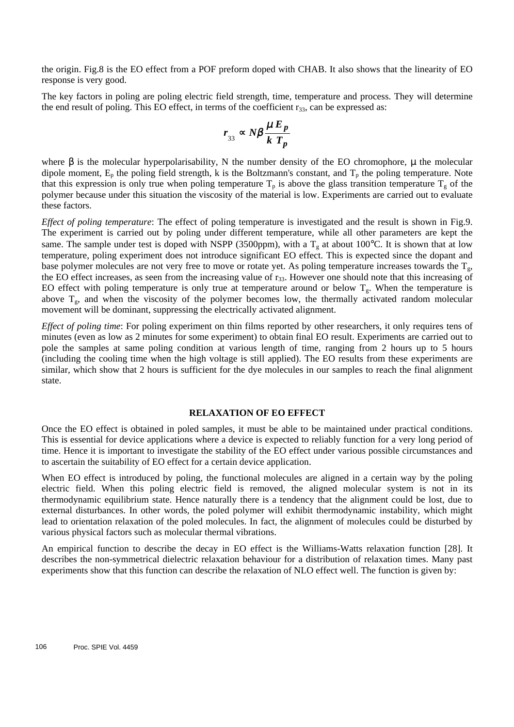the origin. Fig.8 is the EO effect from a POF preform doped with CHAB. It also shows that the linearity of EO response is very good.

The key factors in poling are poling electric field strength, time, temperature and process. They will determine the end result of poling. This EO effect, in terms of the coefficient $r_{33}$, can be expressed as:

$$r_{33} \propto N\beta \frac{\mu E_p}{k\ T_p}$$

where $\beta$ is the molecular hyperpolarisability, N the number density of the EO chromophore, $\mu$ the molecular dipole moment, $E_p$ the poling field strength, k is the Boltzmann's constant, and $T_p$ the poling temperature. Note that this expression is only true when poling temperature $T_p$ is above the glass transition temperature $T_g$ of the polymer because under this situation the viscosity of the material is low. Experiments are carried out to evaluate these factors.

*Effect of poling temperature*: The effect of poling temperature is investigated and the result is shown in Fig.9. The experiment is carried out by poling under different temperature, while all other parameters are kept the same. The sample under test is doped with NSPP (3500ppm), with a $T_g$ at about 100°C. It is shown that at low temperature, poling experiment does not introduce significant EO effect. This is expected since the dopant and base polymer molecules are not very free to move or rotate yet. As poling temperature increases towards the $T_g$, the EO effect increases, as seen from the increasing value of $r_{33}$. However one should note that this increasing of EO effect with poling temperature is only true at temperature around or below $T_g$. When the temperature is above $T_g$, and when the viscosity of the polymer becomes low, the thermally activated random molecular movement will be dominant, suppressing the electrically activated alignment.

*Effect of poling time*: For poling experiment on thin films reported by other researchers, it only requires tens of minutes (even as low as 2 minutes for some experiment) to obtain final EO result. Experiments are carried out to pole the samples at same poling condition at various length of time, ranging from 2 hours up to 5 hours (including the cooling time when the high voltage is still applied). The EO results from these experiments are similar, which show that 2 hours is sufficient for the dye molecules in our samples to reach the final alignment state.

## RELAXATION OF EO EFFECT

Once the EO effect is obtained in poled samples, it must be able to be maintained under practical conditions. This is essential for device applications where a device is expected to reliably function for a very long period of time. Hence it is important to investigate the stability of the EO effect under various possible circumstances and to ascertain the suitability of EO effect for a certain device application.

When EO effect is introduced by poling, the functional molecules are aligned in a certain way by the poling electric field. When this poling electric field is removed, the aligned molecular system is not in its thermodynamic equilibrium state. Hence naturally there is a tendency that the alignment could be lost, due to external disturbances. In other words, the poled polymer will exhibit thermodynamic instability, which might lead to orientation relaxation of the poled molecules. In fact, the alignment of molecules could be disturbed by various physical factors such as molecular thermal vibrations.

An empirical function to describe the decay in EO effect is the Williams-Watts relaxation function [28]. It describes the non-symmetrical dielectric relaxation behaviour for a distribution of relaxation times. Many past experiments show that this function can describe the relaxation of NLO effect well. The function is given by: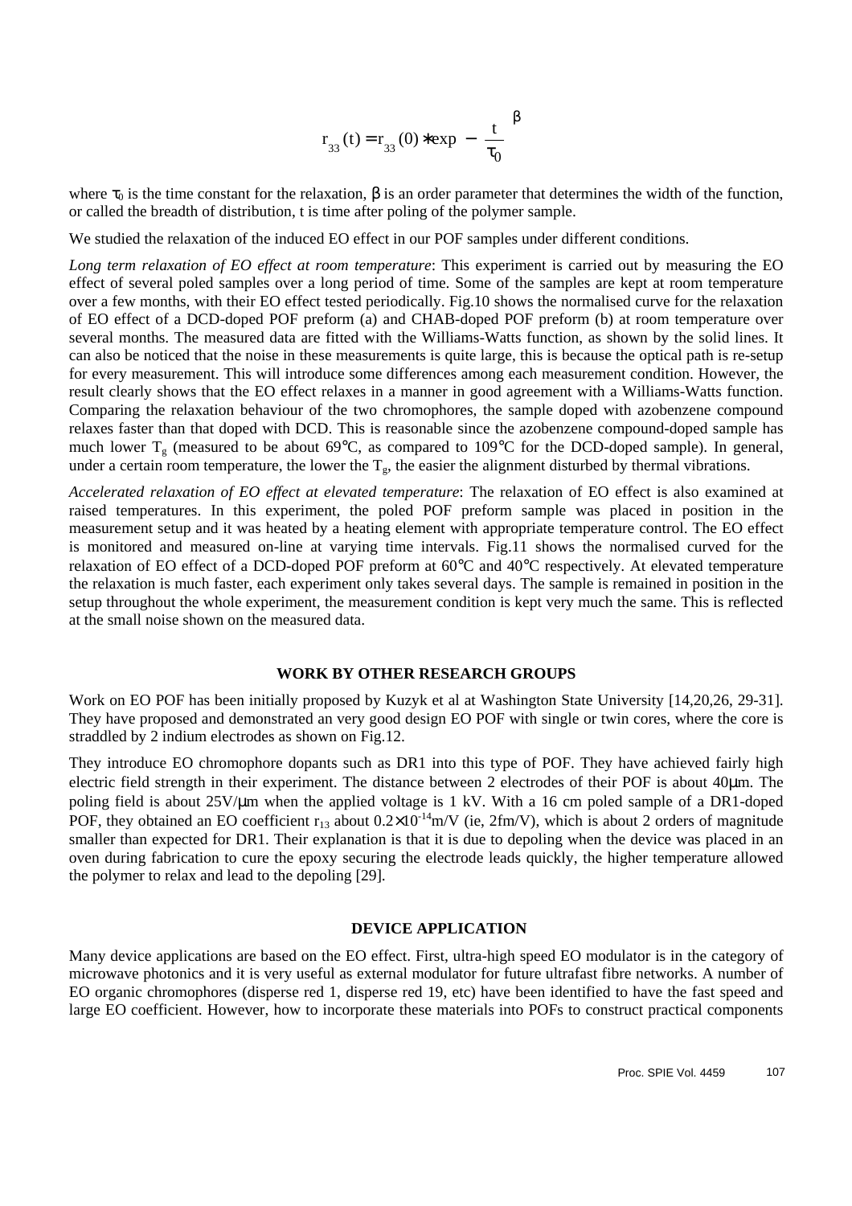$$r_{33}(t) = r_{33}(0) * \exp\left(-\left(\frac{t}{\tau_0}\right)^{\beta}\right)$$

where $\tau_0$ is the time constant for the relaxation, $\beta$ is an order parameter that determines the width of the function, or called the breadth of distribution, t is time after poling of the polymer sample.

We studied the relaxation of the induced EO effect in our POF samples under different conditions.

*Long term relaxation of EO effect at room temperature*: This experiment is carried out by measuring the EO effect of several poled samples over a long period of time. Some of the samples are kept at room temperature over a few months, with their EO effect tested periodically. Fig.10 shows the normalised curve for the relaxation of EO effect of a DCD-doped POF preform (a) and CHAB-doped POF preform (b) at room temperature over several months. The measured data are fitted with the Williams-Watts function, as shown by the solid lines. It can also be noticed that the noise in these measurements is quite large, this is because the optical path is re-setup for every measurement. This will introduce some differences among each measurement condition. However, the result clearly shows that the EO effect relaxes in a manner in good agreement with a Williams-Watts function. Comparing the relaxation behaviour of the two chromophores, the sample doped with azobenzene compound relaxes faster than that doped with DCD. This is reasonable since the azobenzene compound-doped sample has much lower $T_g$ (measured to be about 69°C, as compared to 109°C for the DCD-doped sample). In general, under a certain room temperature, the lower the $T_g$, the easier the alignment disturbed by thermal vibrations.

*Accelerated relaxation of EO effect at elevated temperature*: The relaxation of EO effect is also examined at raised temperatures. In this experiment, the poled POF preform sample was placed in position in the measurement setup and it was heated by a heating element with appropriate temperature control. The EO effect is monitored and measured on-line at varying time intervals. Fig.11 shows the normalised curved for the relaxation of EO effect of a DCD-doped POF preform at 60°C and 40°C respectively. At elevated temperature the relaxation is much faster, each experiment only takes several days. The sample is remained in position in the setup throughout the whole experiment, the measurement condition is kept very much the same. This is reflected at the small noise shown on the measured data.

## WORK BY OTHER RESEARCH GROUPS

Work on EO POF has been initially proposed by Kuzyk et al at Washington State University [14,20,26, 29-31]. They have proposed and demonstrated an very good design EO POF with single or twin cores, where the core is straddled by 2 indium electrodes as shown on Fig.12.

They introduce EO chromophore dopants such as DR1 into this type of POF. They have achieved fairly high electric field strength in their experiment. The distance between 2 electrodes of their POF is about 40μm. The poling field is about 25V/μm when the applied voltage is 1 kV. With a 16 cm poled sample of a DR1-doped POF, they obtained an EO coefficient $r_{13}$ about $0.2\times10^{-14}$m/V (ie, 2fm/V), which is about 2 orders of magnitude smaller than expected for DR1. Their explanation is that it is due to depoling when the device was placed in an oven during fabrication to cure the epoxy securing the electrode leads quickly, the higher temperature allowed the polymer to relax and lead to the depoling [29].

## DEVICE APPLICATION

Many device applications are based on the EO effect. First, ultra-high speed EO modulator is in the category of microwave photonics and it is very useful as external modulator for future ultrafast fibre networks. A number of EO organic chromophores (disperse red 1, disperse red 19, etc) have been identified to have the fast speed and large EO coefficient. However, how to incorporate these materials into POFs to construct practical components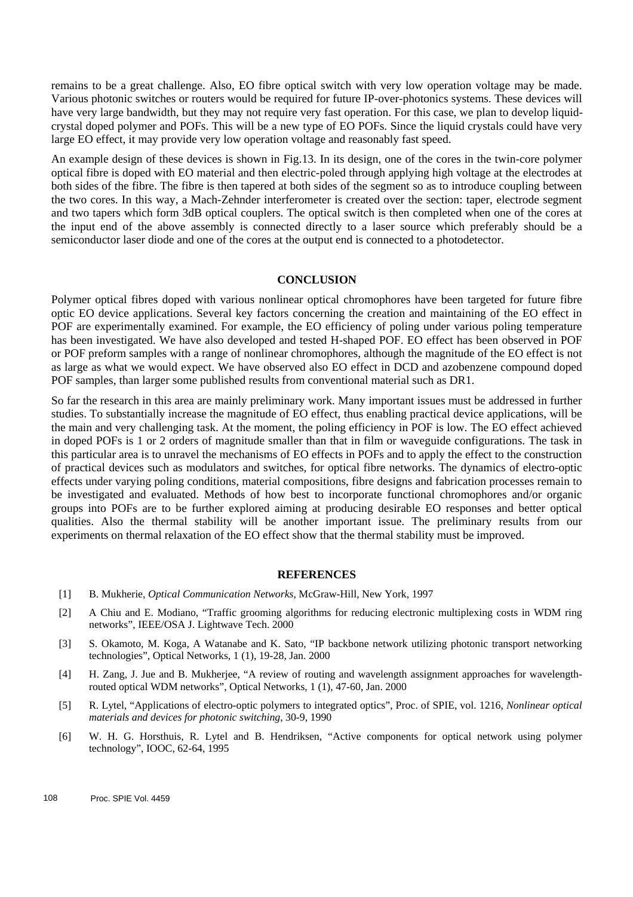remains to be a great challenge. Also, EO fibre optical switch with very low operation voltage may be made. Various photonic switches or routers would be required for future IP-over-photonics systems. These devices will have very large bandwidth, but they may not require very fast operation. For this case, we plan to develop liquid-crystal doped polymer and POFs. This will be a new type of EO POFs. Since the liquid crystals could have very large EO effect, it may provide very low operation voltage and reasonably fast speed.

An example design of these devices is shown in Fig.13. In its design, one of the cores in the twin-core polymer optical fibre is doped with EO material and then electric-poled through applying high voltage at the electrodes at both sides of the fibre. The fibre is then tapered at both sides of the segment so as to introduce coupling between the two cores. In this way, a Mach-Zehnder interferometer is created over the section: taper, electrode segment and two tapers which form 3dB optical couplers. The optical switch is then completed when one of the cores at the input end of the above assembly is connected directly to a laser source which preferably should be a semiconductor laser diode and one of the cores at the output end is connected to a photodetector.

## CONCLUSION

Polymer optical fibres doped with various nonlinear optical chromophores have been targeted for future fibre optic EO device applications. Several key factors concerning the creation and maintaining of the EO effect in POF are experimentally examined. For example, the EO efficiency of poling under various poling temperature has been investigated. We have also developed and tested H-shaped POF. EO effect has been observed in POF or POF preform samples with a range of nonlinear chromophores, although the magnitude of the EO effect is not as large as what we would expect. We have observed also EO effect in DCD and azobenzene compound doped POF samples, than larger some published results from conventional material such as DR1.

So far the research in this area are mainly preliminary work. Many important issues must be addressed in further studies. To substantially increase the magnitude of EO effect, thus enabling practical device applications, will be the main and very challenging task. At the moment, the poling efficiency in POF is low. The EO effect achieved in doped POFs is 1 or 2 orders of magnitude smaller than that in film or waveguide configurations. The task in this particular area is to unravel the mechanisms of EO effects in POFs and to apply the effect to the construction of practical devices such as modulators and switches, for optical fibre networks. The dynamics of electro-optic effects under varying poling conditions, material compositions, fibre designs and fabrication processes remain to be investigated and evaluated. Methods of how best to incorporate functional chromophores and/or organic groups into POFs are to be further explored aiming at producing desirable EO responses and better optical qualities. Also the thermal stability will be another important issue. The preliminary results from our experiments on thermal relaxation of the EO effect show that the thermal stability must be improved.

## REFERENCES

[1] B. Mukherie, *Optical Communication Networks*, McGraw-Hill, New York, 1997

[2] A Chiu and E. Modiano, "Traffic grooming algorithms for reducing electronic multiplexing costs in WDM ring networks", IEEE/OSA J. Lightwave Tech. 2000

[3] S. Okamoto, M. Koga, A Watanabe and K. Sato, "IP backbone network utilizing photonic transport networking technologies", Optical Networks, 1 (1), 19-28, Jan. 2000

[4] H. Zang, J. Jue and B. Mukherjee, "A review of routing and wavelength assignment approaches for wavelength-routed optical WDM networks", Optical Networks, 1 (1), 47-60, Jan. 2000

[5] R. Lytel, "Applications of electro-optic polymers to integrated optics", Proc. of SPIE, vol. 1216, *Nonlinear optical materials and devices for photonic switching*, 30-9, 1990

[6] W. H. G. Horsthuis, R. Lytel and B. Hendriksen, "Active components for optical network using polymer technology", IOOC, 62-64, 1995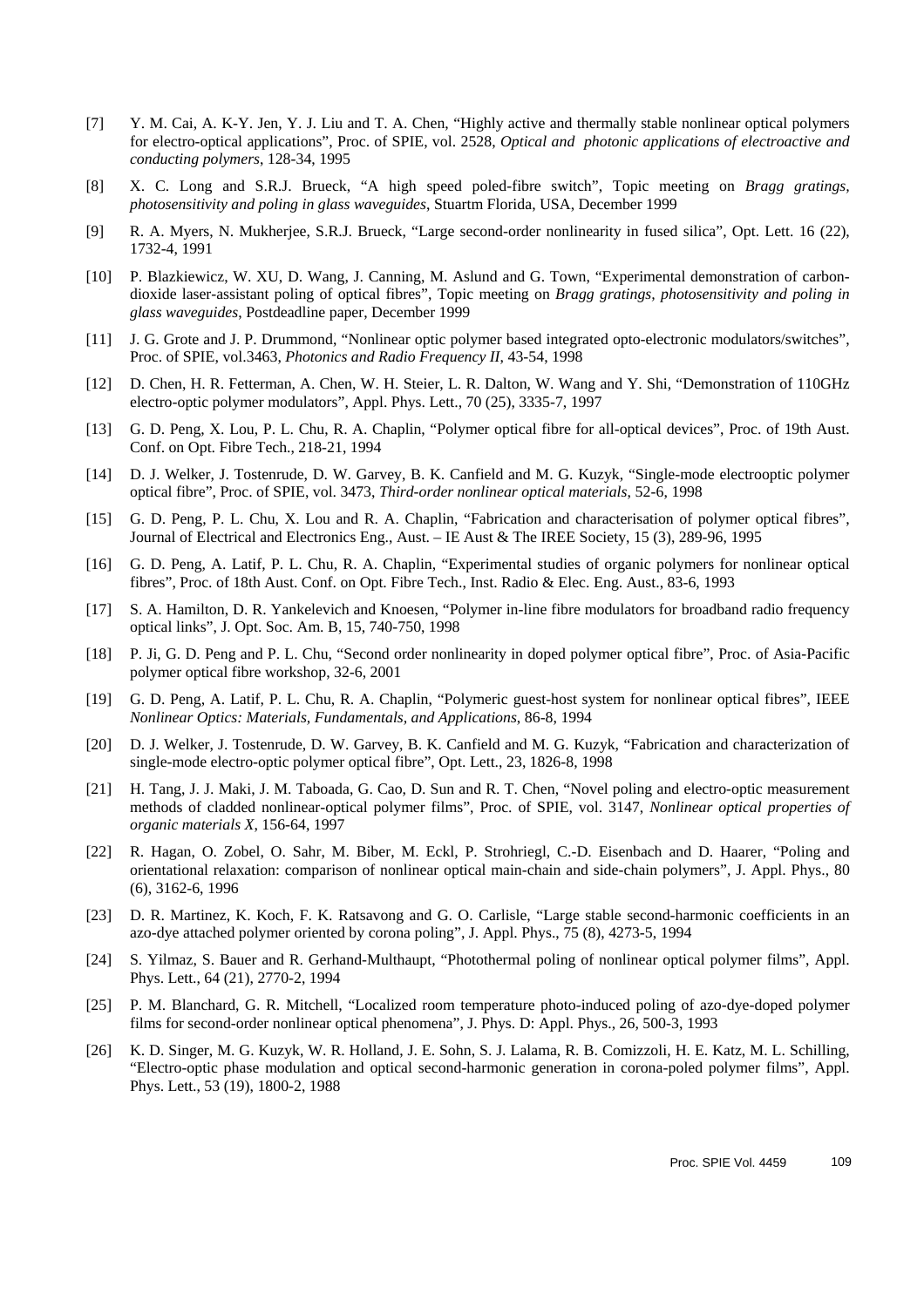[7] Y. M. Cai, A. K-Y. Jen, Y. J. Liu and T. A. Chen, "Highly active and thermally stable nonlinear optical polymers for electro-optical applications", Proc. of SPIE, vol. 2528, *Optical and photonic applications of electroactive and conducting polymers*, 128-34, 1995

[8] X. C. Long and S.R.J. Brueck, "A high speed poled-fibre switch", Topic meeting on *Bragg gratings, photosensitivity and poling in glass waveguides*, Stuartm Florida, USA, December 1999

[9] R. A. Myers, N. Mukherjee, S.R.J. Brueck, "Large second-order nonlinearity in fused silica", Opt. Lett. 16 (22), 1732-4, 1991

[10] P. Blazkiewicz, W. XU, D. Wang, J. Canning, M. Aslund and G. Town, "Experimental demonstration of carbon-dioxide laser-assistant poling of optical fibres", Topic meeting on *Bragg gratings, photosensitivity and poling in glass waveguides*, Postdeadline paper, December 1999

[11] J. G. Grote and J. P. Drummond, "Nonlinear optic polymer based integrated opto-electronic modulators/switches", Proc. of SPIE, vol.3463, *Photonics and Radio Frequency II*, 43-54, 1998

[12] D. Chen, H. R. Fetterman, A. Chen, W. H. Steier, L. R. Dalton, W. Wang and Y. Shi, "Demonstration of 110GHz electro-optic polymer modulators", Appl. Phys. Lett., 70 (25), 3335-7, 1997

[13] G. D. Peng, X. Lou, P. L. Chu, R. A. Chaplin, "Polymer optical fibre for all-optical devices", Proc. of 19th Aust. Conf. on Opt. Fibre Tech., 218-21, 1994

[14] D. J. Welker, J. Tostenrude, D. W. Garvey, B. K. Canfield and M. G. Kuzyk, "Single-mode electrooptic polymer optical fibre", Proc. of SPIE, vol. 3473, *Third-order nonlinear optical materials*, 52-6, 1998

[15] G. D. Peng, P. L. Chu, X. Lou and R. A. Chaplin, "Fabrication and characterisation of polymer optical fibres", Journal of Electrical and Electronics Eng., Aust. – IE Aust & The IREE Society, 15 (3), 289-96, 1995

[16] G. D. Peng, A. Latif, P. L. Chu, R. A. Chaplin, "Experimental studies of organic polymers for nonlinear optical fibres", Proc. of 18th Aust. Conf. on Opt. Fibre Tech., Inst. Radio & Elec. Eng. Aust., 83-6, 1993

[17] S. A. Hamilton, D. R. Yankelevich and Knoesen, "Polymer in-line fibre modulators for broadband radio frequency optical links", J. Opt. Soc. Am. B, 15, 740-750, 1998

[18] P. Ji, G. D. Peng and P. L. Chu, "Second order nonlinearity in doped polymer optical fibre", Proc. of Asia-Pacific polymer optical fibre workshop, 32-6, 2001

[19] G. D. Peng, A. Latif, P. L. Chu, R. A. Chaplin, "Polymeric guest-host system for nonlinear optical fibres", IEEE *Nonlinear Optics: Materials, Fundamentals, and Applications*, 86-8, 1994

[20] D. J. Welker, J. Tostenrude, D. W. Garvey, B. K. Canfield and M. G. Kuzyk, "Fabrication and characterization of single-mode electro-optic polymer optical fibre", Opt. Lett., 23, 1826-8, 1998

[21] H. Tang, J. J. Maki, J. M. Taboada, G. Cao, D. Sun and R. T. Chen, "Novel poling and electro-optic measurement methods of cladded nonlinear-optical polymer films", Proc. of SPIE, vol. 3147, *Nonlinear optical properties of organic materials X*, 156-64, 1997

[22] R. Hagan, O. Zobel, O. Sahr, M. Biber, M. Eckl, P. Strohriegl, C.-D. Eisenbach and D. Haarer, "Poling and orientational relaxation: comparison of nonlinear optical main-chain and side-chain polymers", J. Appl. Phys., 80 (6), 3162-6, 1996

[23] D. R. Martinez, K. Koch, F. K. Ratsavong and G. O. Carlisle, "Large stable second-harmonic coefficients in an azo-dye attached polymer oriented by corona poling", J. Appl. Phys., 75 (8), 4273-5, 1994

[24] S. Yilmaz, S. Bauer and R. Gerhand-Multhaupt, "Photothermal poling of nonlinear optical polymer films", Appl. Phys. Lett., 64 (21), 2770-2, 1994

[25] P. M. Blanchard, G. R. Mitchell, "Localized room temperature photo-induced poling of azo-dye-doped polymer films for second-order nonlinear optical phenomena", J. Phys. D: Appl. Phys., 26, 500-3, 1993

[26] K. D. Singer, M. G. Kuzyk, W. R. Holland, J. E. Sohn, S. J. Lalama, R. B. Comizzoli, H. E. Katz, M. L. Schilling, "Electro-optic phase modulation and optical second-harmonic generation in corona-poled polymer films", Appl. Phys. Lett., 53 (19), 1800-2, 1988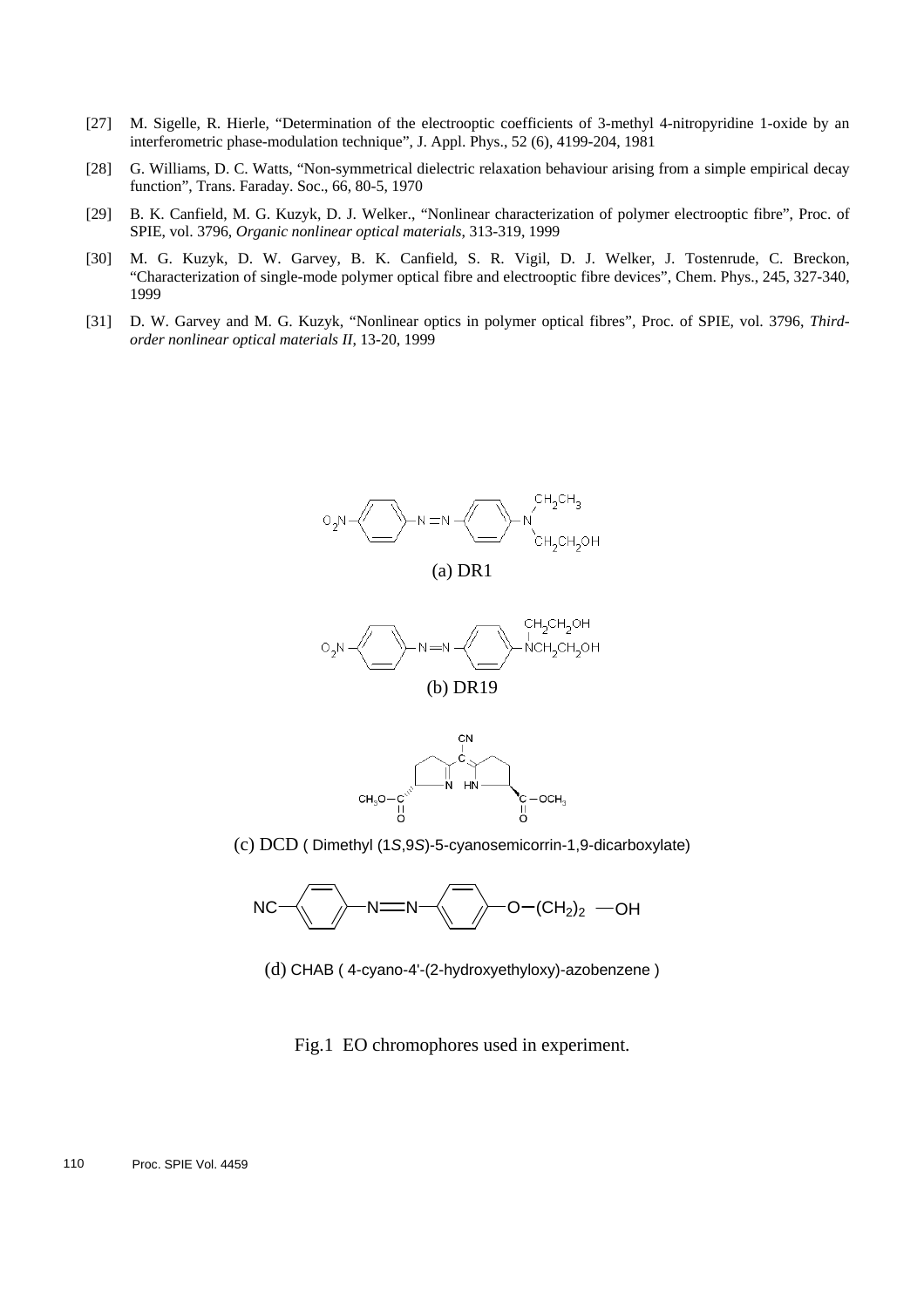[27] M. Sigelle, R. Hierle, "Determination of the electrooptic coefficients of 3-methyl 4-nitropyridine 1-oxide by an interferometric phase-modulation technique", J. Appl. Phys., 52 (6), 4199-204, 1981

[28] G. Williams, D. C. Watts, "Non-symmetrical dielectric relaxation behaviour arising from a simple empirical decay function", Trans. Faraday. Soc., 66, 80-5, 1970

[29] B. K. Canfield, M. G. Kuzyk, D. J. Welker., "Nonlinear characterization of polymer electrooptic fibre", Proc. of SPIE, vol. 3796, *Organic nonlinear optical materials*, 313-319, 1999

[30] M. G. Kuzyk, D. W. Garvey, B. K. Canfield, S. R. Vigil, D. J. Welker, J. Tostenrude, C. Breckon, "Characterization of single-mode polymer optical fibre and electrooptic fibre devices", Chem. Phys., 245, 327-340, 1999

[31] D. W. Garvey and M. G. Kuzyk, "Nonlinear optics in polymer optical fibres", Proc. of SPIE, vol. 3796, *Third-order nonlinear optical materials II*, 13-20, 1999

(a) DR1

(b) DR19

(c) DCD ( Dimethyl (1*S*,9*S*)-5-cyanosemicorrin-1,9-dicarboxylate)

(d) CHAB ( 4-cyano-4'-(2-hydroxyethyloxy)-azobenzene )

Fig.1 EO chromophores used in experiment.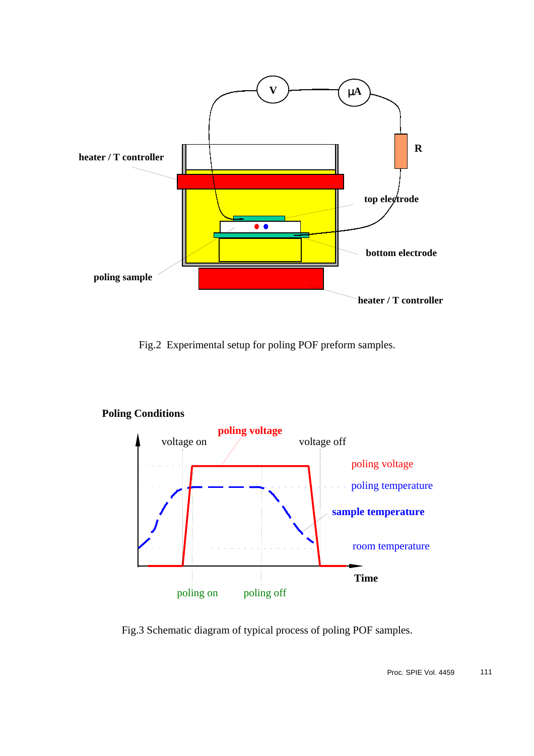Fig.2 Experimental setup for poling POF preform samples.

**Poling Conditions**

Fig.3 Schematic diagram of typical process of poling POF samples.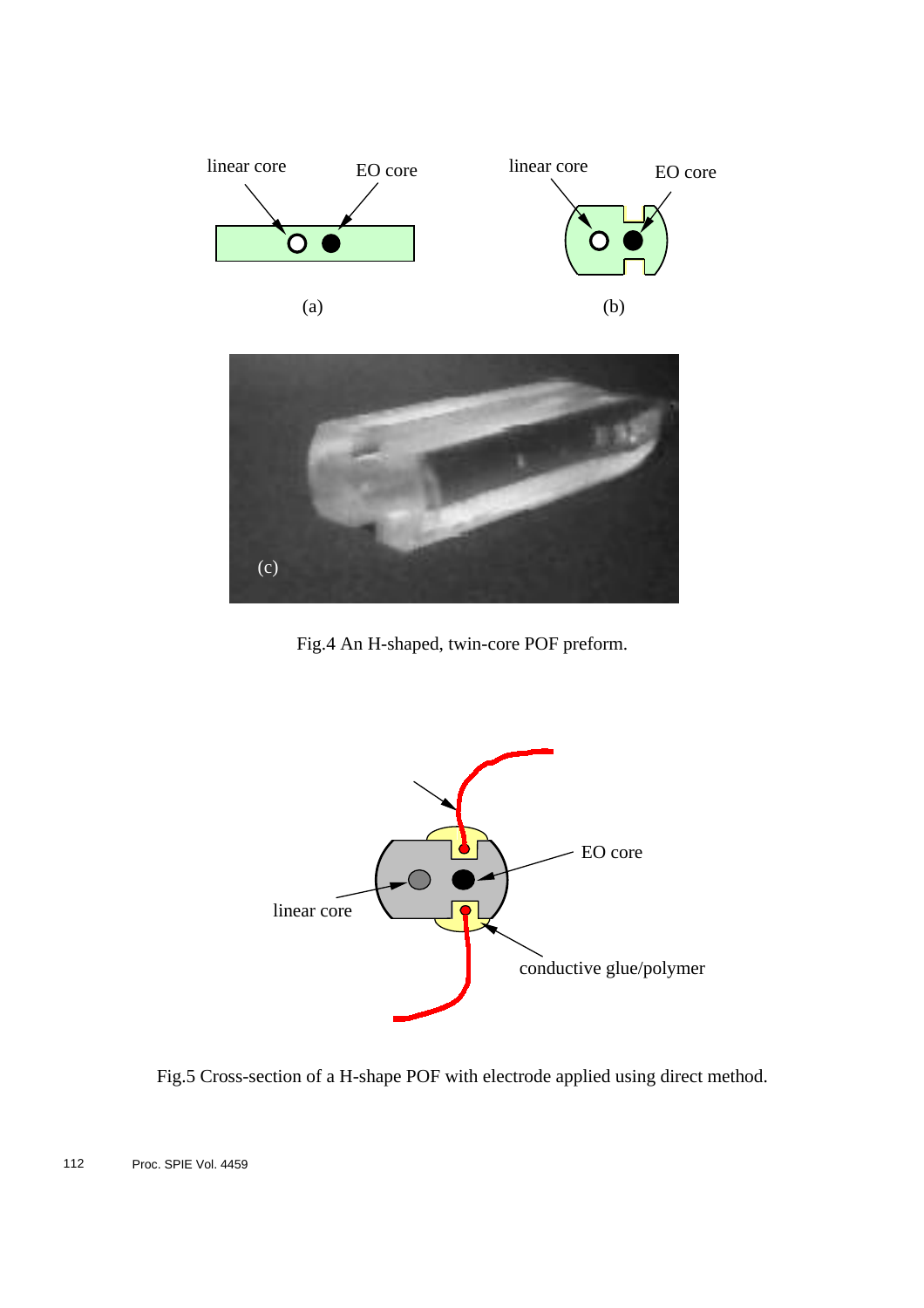Fig.4 An H-shaped, twin-core POF preform.

Fig.5 Cross-section of a H-shape POF with electrode applied using direct method.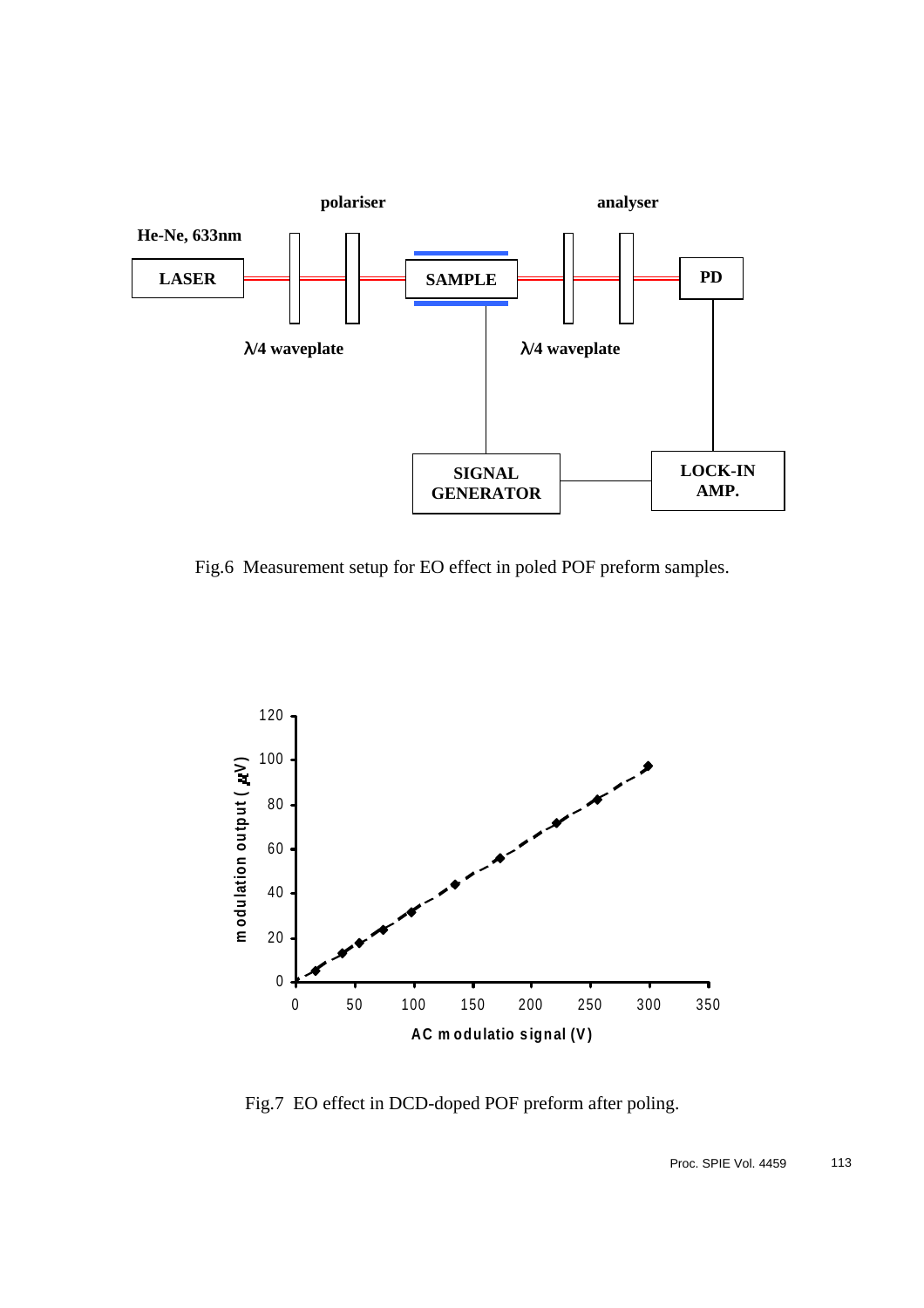Fig.6 Measurement setup for EO effect in poled POF preform samples.

Fig.7 EO effect in DCD-doped POF preform after poling.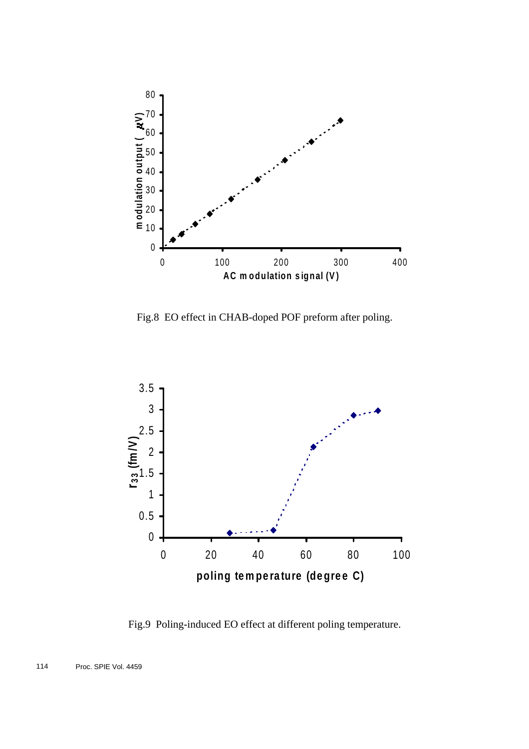Fig.8 EO effect in CHAB-doped POF preform after poling.

Fig.9 Poling-induced EO effect at different poling temperature.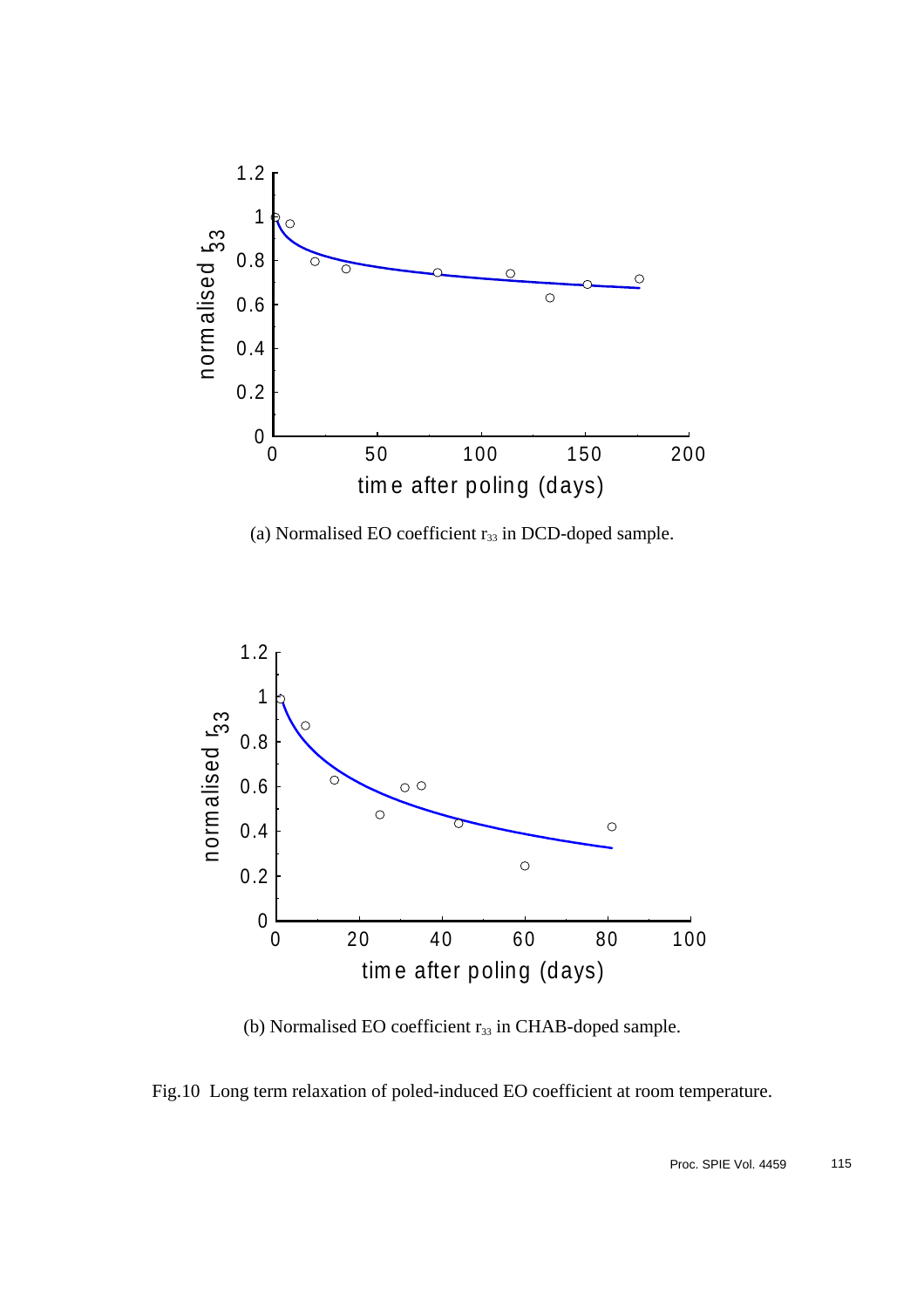(a) Normalised EO coefficient $r_{33}$ in DCD-doped sample.

(b) Normalised EO coefficient $r_{33}$ in CHAB-doped sample.

Fig.10 Long term relaxation of poled-induced EO coefficient at room temperature.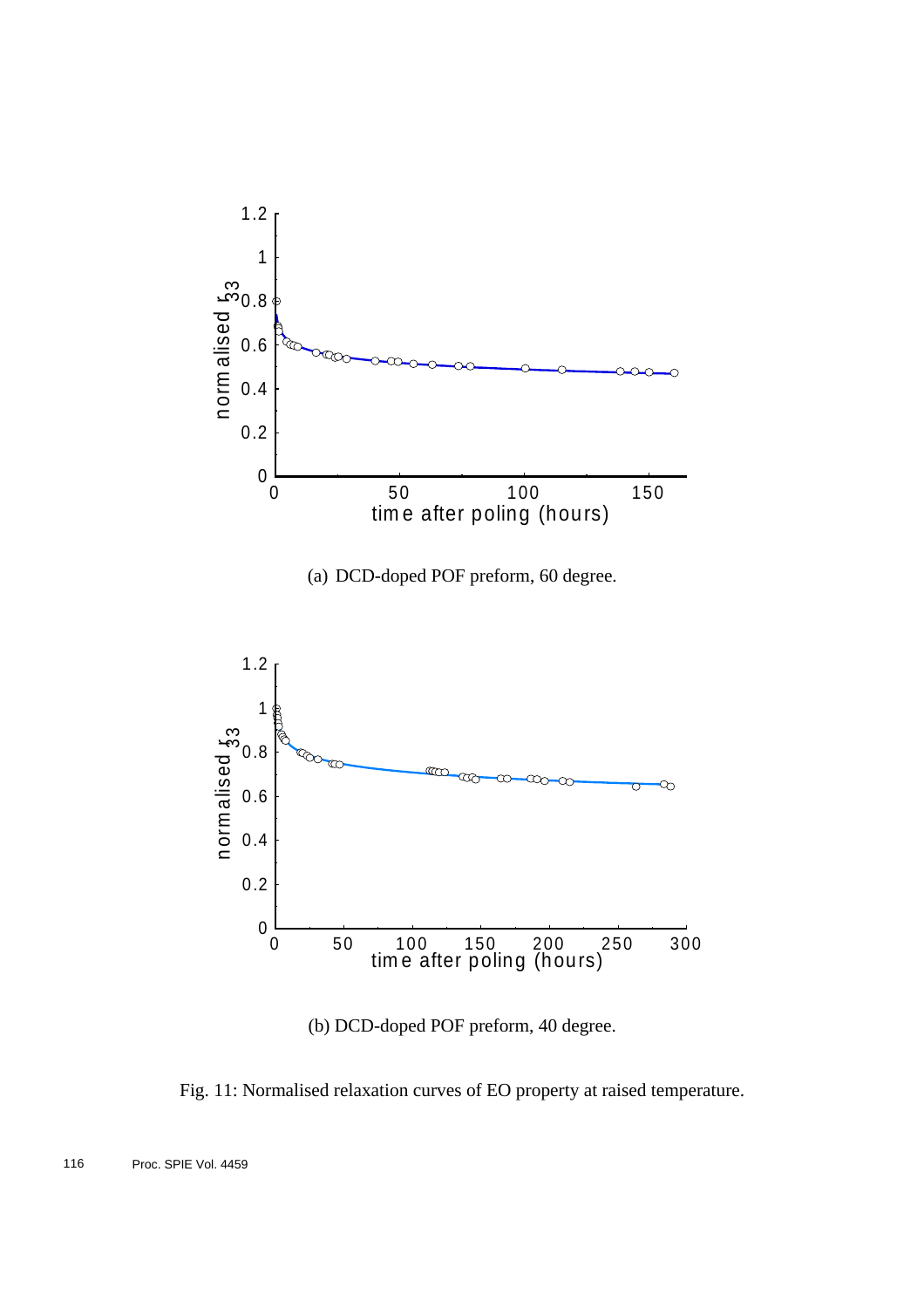(a) DCD-doped POF preform, 60 degree.

(b) DCD-doped POF preform, 40 degree.

Fig. 11: Normalised relaxation curves of EO property at raised temperature.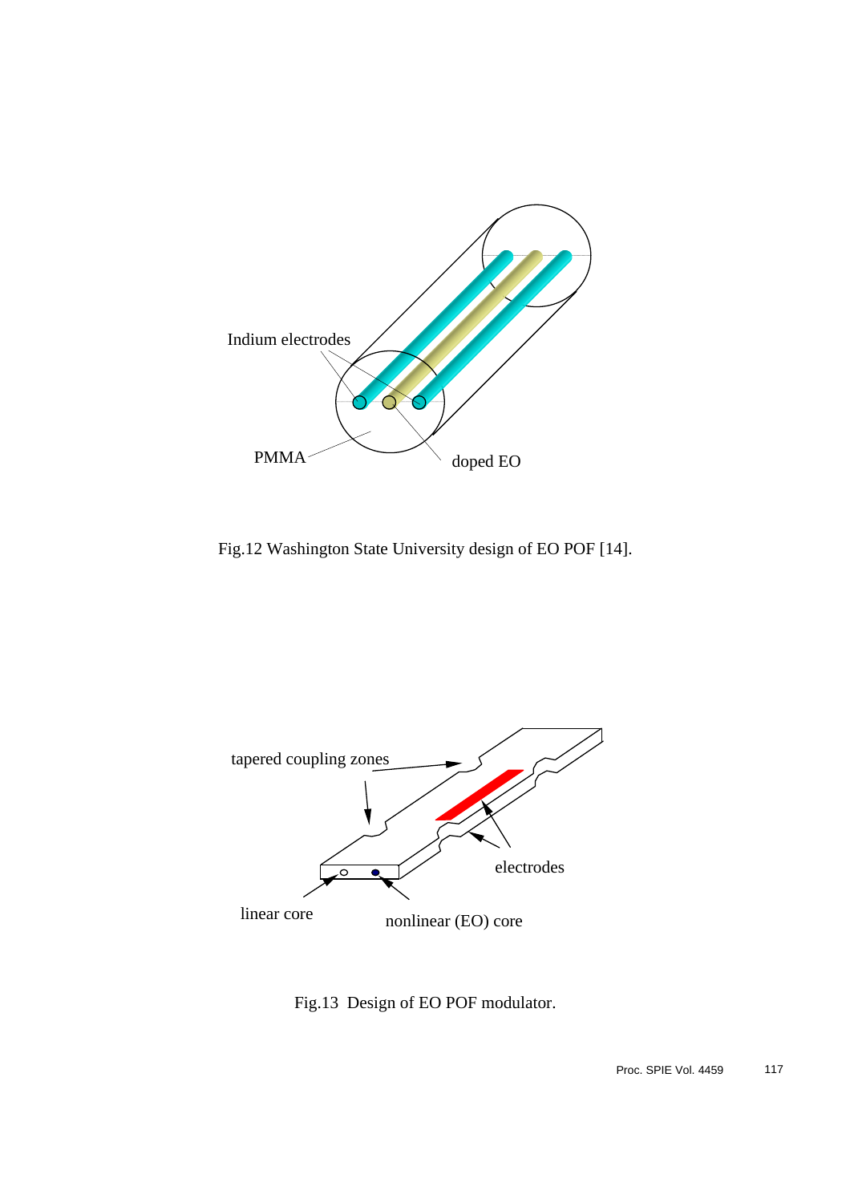Indium electrodes

PMMA

doped EO

Fig.12 Washington State University design of EO POF [14].

tapered coupling zones

electrodes

linear core

nonlinear (EO) core

Fig.13 Design of EO POF modulator.